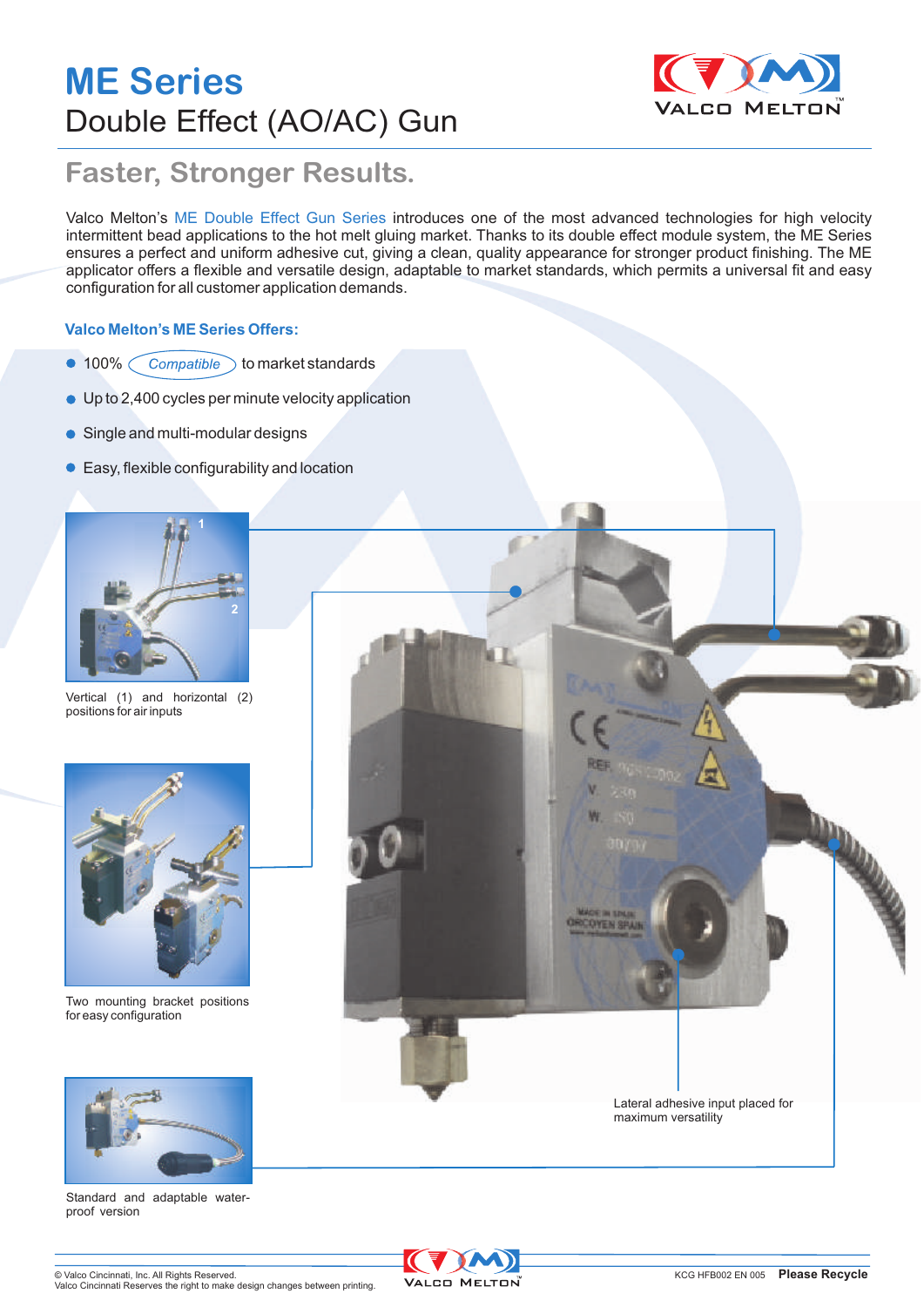# ME Series

## Double Effect (AO/AC) Gun

## Faster, Stronger Results.

Valco Melton's ME Double Effect Gun Series introduces one of the most advanced technologies for high velocity intermittent bead applications to the hot melt gluing market. Thanks to its double effect module system, the ME Series ensures a perfect and uniform adhesive cut, giving a clean, quality appearance for stronger product finishing. The ME applicator offers a flexible and versatile design, adaptable to market standards, which permits a universal fit and easy configuration for all customer application demands.

### Valco Melton's ME Series Offers:

- 100% *Compatible* to market standards
- Up to 2,400 cycles per minute velocity application
- Single and multi-modular designs
- Easy, flexible configurability and location

Vertical (1) and horizontal (2) positions for air inputs

Two mounting bracket positions for easy configuration

Standard and adaptable water-proof version

Lateral adhesive input placed for maximum versatility

© Valco Cincinnati, Inc. All Rights Reserved.
Valco Cincinnati Reserves the right to make design changes between printing.

KCG HFB002 EN 005 **Please Recycle**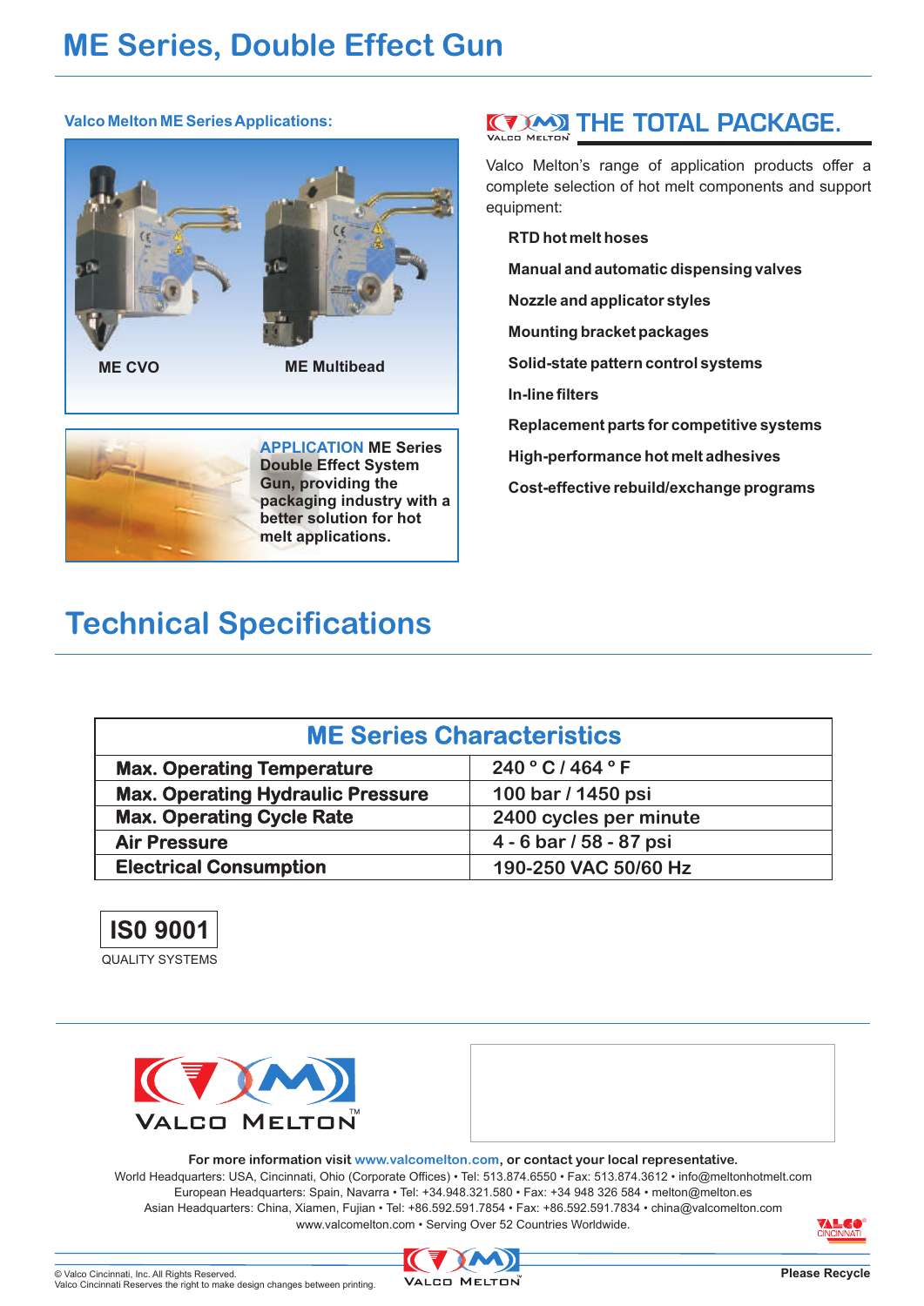# ME Series, Double Effect Gun

**Valco Melton ME Series Applications:**

ME CVO

ME Multibead

**APPLICATION ME Series Double Effect System Gun, providing the packaging industry with a better solution for hot melt applications.**

## THE TOTAL PACKAGE.

Valco Melton's range of application products offer a complete selection of hot melt components and support equipment:

- **RTD hot melt hoses**
- **Manual and automatic dispensing valves**
- **Nozzle and applicator styles**
- **Mounting bracket packages**
- **Solid-state pattern control systems**
- **In-line filters**
- **Replacement parts for competitive systems**
- **High-performance hot melt adhesives**
- **Cost-effective rebuild/exchange programs**

# Technical Specifications

| ME Series Characteristics | |
|---|---|
| **Max. Operating Temperature** | 240 ° C / 464 ° F |
| **Max. Operating Hydraulic Pressure** | 100 bar / 1450 psi |
| **Max. Operating Cycle Rate** | 2400 cycles per minute |
| **Air Pressure** | 4 - 6 bar / 58 - 87 psi |
| **Electrical Consumption** | 190-250 VAC 50/60 Hz |

**ISO 9001**
QUALITY SYSTEMS

VALCO MELTON™

**For more information visit www.valcomelton.com, or contact your local representative.**
World Headquarters: USA, Cincinnati, Ohio (Corporate Offices) • Tel: 513.874.6550 • Fax: 513.874.3612 • info@meltonhotmelt.com
European Headquarters: Spain, Navarra • Tel: +34.948.321.580 • Fax: +34 948 326 584 • melton@melton.es
Asian Headquarters: China, Xiamen, Fujian • Tel: +86.592.591.7854 • Fax: +86.592.591.7834 • china@valcomelton.com
www.valcomelton.com • Serving Over 52 Countries Worldwide.

© Valco Cincinnati, Inc. All Rights Reserved.
Valco Cincinnati Reserves the right to make design changes between printing.

**Please Recycle**